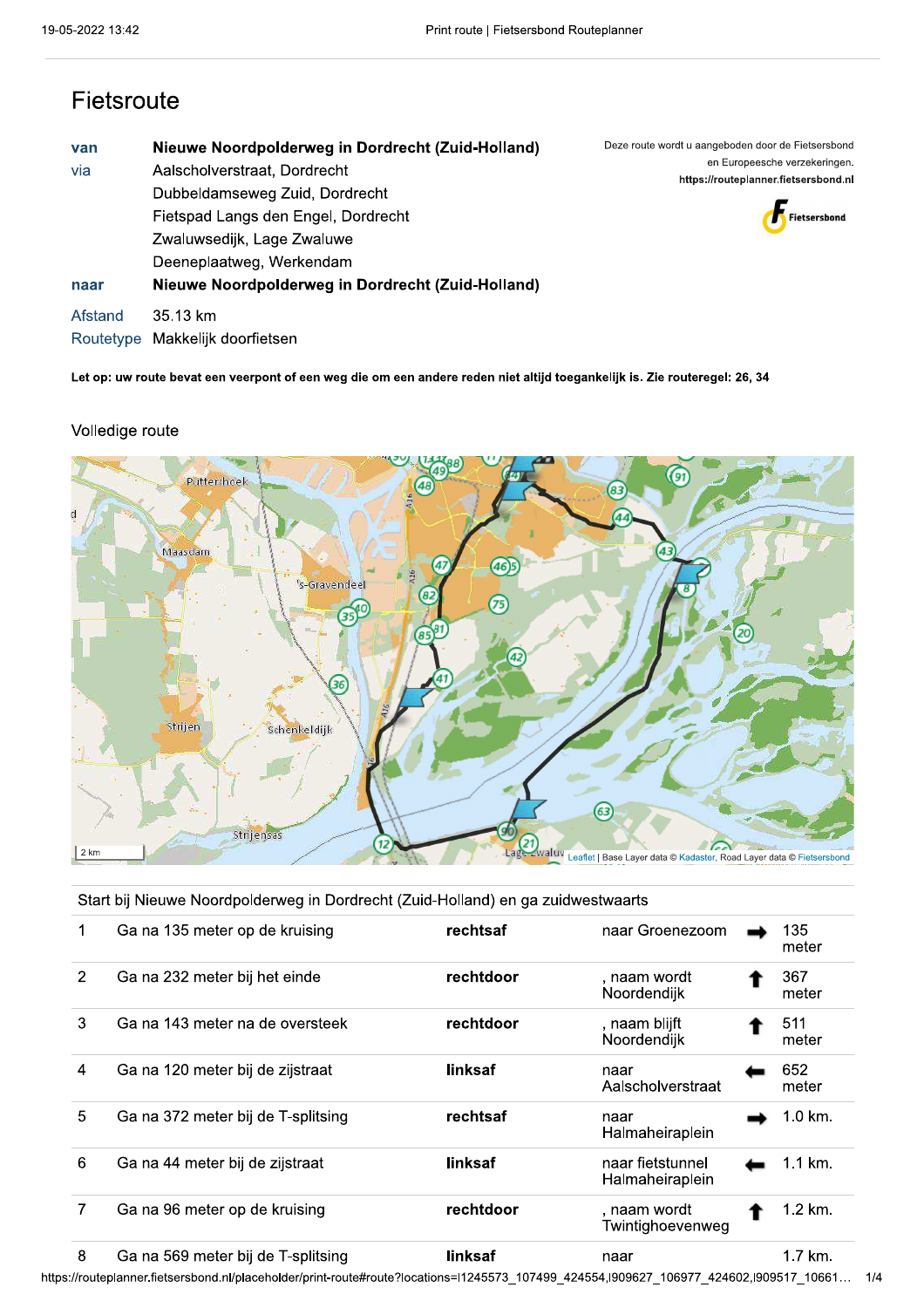# Fietsroute

| | |
|---|---|
| van | **Nieuwe Noordpolderweg in Dordrecht (Zuid-Holland)** |
| via | Aalscholverstraat, Dordrecht |
| | Dubbeldamseweg Zuid, Dordrecht |
| | Fietspad Langs den Engel, Dordrecht |
| | Zwaluwsedijk, Lage Zwaluwe |
| | Deeneplaatweg, Werkendam |
| naar | **Nieuwe Noordpolderweg in Dordrecht (Zuid-Holland)** |
| Afstand | 35.13 km |
| Routetype | Makkelijk doorfietsen |

Deze route wordt u aangeboden door de Fietsersbond en Europeesche verzekeringen.
**https://routeplanner.fietsersbond.nl**

Fietsersbond

**Let op: uw route bevat een veerpont of een weg die om een andere reden niet altijd toegankelijk is. Zie routeregel: 26, 34**

## Volledige route

2 km

Leaflet | Base Layer data © Kadaster, Road Layer data © Fietsersbond

Start bij Nieuwe Noordpolderweg in Dordrecht (Zuid-Holland) en ga zuidwestwaarts

| | | | | | |
|---|---|---|---|---|---|
| 1 | Ga na 135 meter op de kruising | **rechtsaf** | naar Groenezoom | ➡ | 135 meter |
| 2 | Ga na 232 meter bij het einde | **rechtdoor** | , naam wordt Noordendijk | ⬆ | 367 meter |
| 3 | Ga na 143 meter na de oversteek | **rechtdoor** | , naam blijft Noordendijk | ⬆ | 511 meter |
| 4 | Ga na 120 meter bij de zijstraat | **linksaf** | naar Aalscholverstraat | ⬅ | 652 meter |
| 5 | Ga na 372 meter bij de T-splitsing | **rechtsaf** | naar Halmaheiraplein | ➡ | 1.0 km. |
| 6 | Ga na 44 meter bij de zijstraat | **linksaf** | naar fietstunnel Halmaheiraplein | ⬅ | 1.1 km. |
| 7 | Ga na 96 meter op de kruising | **rechtdoor** | , naam wordt Twintighoevenweg | ⬆ | 1.2 km. |
| 8 | Ga na 569 meter bij de T-splitsing | **linksaf** | naar | | 1.7 km. |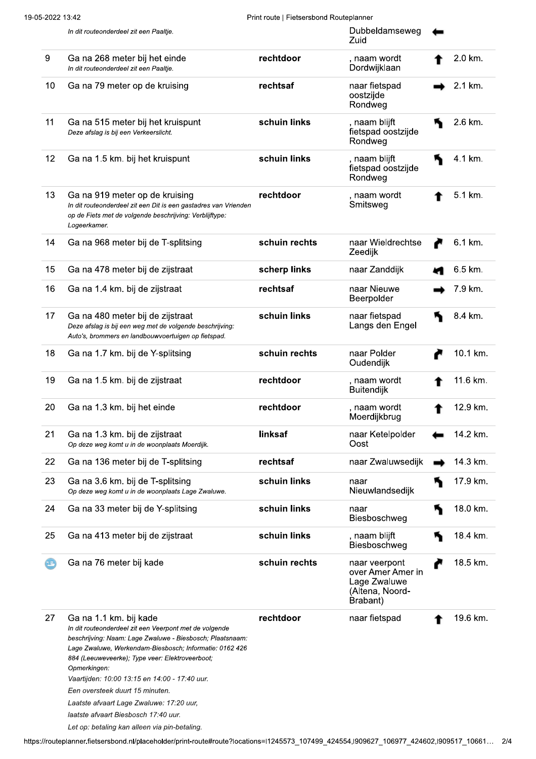| | | | | | |
|---|---|---|---|---|---|
| | *In dit routeonderdeel zit een Paaltje.* | | Dubbeldamseweg Zuid | ⬅ | |
| 9 | Ga na 268 meter bij het einde<br>*In dit routeonderdeel zit een Paaltje.* | **rechtdoor** | , naam wordt Dordwijklaan | ⬆ | 2.0 km. |
| 10 | Ga na 79 meter op de kruising | **rechtsaf** | naar fietspad oostzijde Rondweg | ➡ | 2.1 km. |
| 11 | Ga na 515 meter bij het kruispunt<br>*Deze afslag is bij een Verkeerslicht.* | **schuin links** | , naam blijft fietspad oostzijde Rondweg | ↖ | 2.6 km. |
| 12 | Ga na 1.5 km. bij het kruispunt | **schuin links** | , naam blijft fietspad oostzijde Rondweg | ↖ | 4.1 km. |
| 13 | Ga na 919 meter op de kruising<br>*In dit routeonderdeel zit een Dit is een gastadres van Vrienden op de Fiets met de volgende beschrijving: Verblijftype: Logeerkamer.* | **rechtdoor** | , naam wordt Smitsweg | ⬆ | 5.1 km. |
| 14 | Ga na 968 meter bij de T-splitsing | **schuin rechts** | naar Wieldrechtse Zeedijk | ↗ | 6.1 km. |
| 15 | Ga na 478 meter bij de zijstraat | **scherp links** | naar Zanddijk | ↙ | 6.5 km. |
| 16 | Ga na 1.4 km. bij de zijstraat | **rechtsaf** | naar Nieuwe Beerpolder | ➡ | 7.9 km. |
| 17 | Ga na 480 meter bij de zijstraat<br>*Deze afslag is bij een weg met de volgende beschrijving: Auto's, brommers en landbouwvoertuigen op fietspad.* | **schuin links** | naar fietspad Langs den Engel | ↖ | 8.4 km. |
| 18 | Ga na 1.7 km. bij de Y-splitsing | **schuin rechts** | naar Polder Oudendijk | ↗ | 10.1 km. |
| 19 | Ga na 1.5 km. bij de zijstraat | **rechtdoor** | , naam wordt Buitendijk | ⬆ | 11.6 km. |
| 20 | Ga na 1.3 km. bij het einde | **rechtdoor** | , naam wordt Moerdijkbrug | ⬆ | 12.9 km. |
| 21 | Ga na 1.3 km. bij de zijstraat<br>*Op deze weg komt u in de woonplaats Moerdijk.* | **linksaf** | naar Ketelpolder Oost | ⬅ | 14.2 km. |
| 22 | Ga na 136 meter bij de T-splitsing | **rechtsaf** | naar Zwaluwsedijk | ➡ | 14.3 km. |
| 23 | Ga na 3.6 km. bij de T-splitsing<br>*Op deze weg komt u in de woonplaats Lage Zwaluwe.* | **schuin links** | naar Nieuwlandsedijk | ↖ | 17.9 km. |
| 24 | Ga na 33 meter bij de Y-splitsing | **schuin links** | naar Biesboschweg | ↖ | 18.0 km. |
| 25 | Ga na 413 meter bij de zijstraat | **schuin links** | , naam blijft Biesboschweg | ↖ | 18.4 km. |
| | Ga na 76 meter bij kade | **schuin rechts** | naar veerpont over Amer Amer in Lage Zwaluwe (Altena, Noord-Brabant) | ↗ | 18.5 km. |
| 27 | Ga na 1.1 km. bij kade<br>*In dit routeonderdeel zit een Veerpont met de volgende beschrijving: Naam: Lage Zwaluwe - Biesbosch; Plaatsnaam: Lage Zwaluwe, Werkendam-Biesbosch; Informatie: 0162 426 884 (Leeuweveerke); Type veer: Elektroveerboot; Opmerkingen:*<br>*Vaartijden: 10:00 13:15 en 14:00 - 17:40 uur.*<br>*Een oversteek duurt 15 minuten.*<br>*Laatste afvaart Lage Zwaluwe: 17:20 uur,*<br>*laatste afvaart Biesbosch 17:40 uur.*<br>*Let op: betaling kan alleen via pin-betaling.* | **rechtdoor** | naar fietspad | ⬆ | 19.6 km. |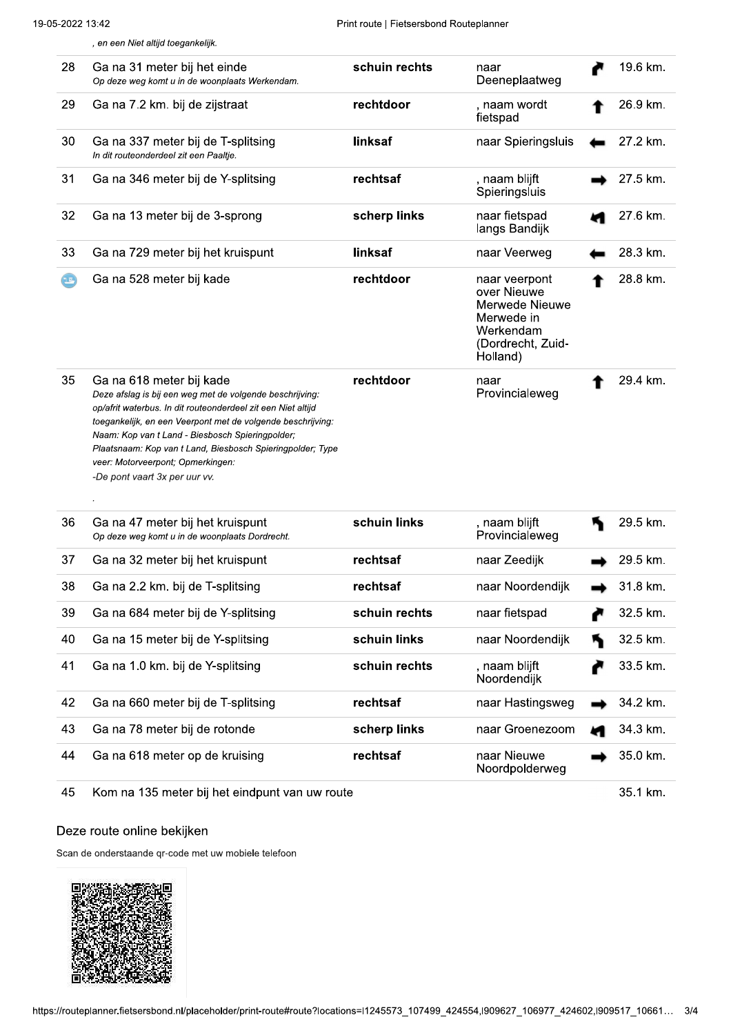, en een Niet altijd toegankelijk.

| | | | | | |
|---|---|---|---|---|---|
| 28 | Ga na 31 meter bij het einde<br>*Op deze weg komt u in de woonplaats Werkendam.* | **schuin rechts** | naar Deeneplaatweg | | 19.6 km. |
| 29 | Ga na 7.2 km. bij de zijstraat | **rechtdoor** | , naam wordt fietspad | | 26.9 km. |
| 30 | Ga na 337 meter bij de T-splitsing<br>*In dit routeonderdeel zit een Paaltje.* | **linksaf** | naar Spieringsluis | | 27.2 km. |
| 31 | Ga na 346 meter bij de Y-splitsing | **rechtsaf** | , naam blijft Spieringsluis | | 27.5 km. |
| 32 | Ga na 13 meter bij de 3-sprong | **scherp links** | naar fietspad langs Bandijk | | 27.6 km. |
| 33 | Ga na 729 meter bij het kruispunt | **linksaf** | naar Veerweg | | 28.3 km. |
| | Ga na 528 meter bij kade | **rechtdoor** | naar veerpont over Nieuwe Merwede Nieuwe Merwede in Werkendam (Dordrecht, Zuid-Holland) | | 28.8 km. |
| 35 | Ga na 618 meter bij kade<br>*Deze afslag is bij een weg met de volgende beschrijving: op/afrit waterbus. In dit routeonderdeel zit een Niet altijd toegankelijk, en een Veerpont met de volgende beschrijving: Naam: Kop van t Land - Biesbosch Spieringpolder; Plaatsnaam: Kop van t Land, Biesbosch Spieringpolder; Type veer: Motorveerpont; Opmerkingen: -De pont vaart 3x per uur vv.*<br>. | **rechtdoor** | naar Provincialeweg | | 29.4 km. |
| 36 | Ga na 47 meter bij het kruispunt<br>*Op deze weg komt u in de woonplaats Dordrecht.* | **schuin links** | , naam blijft Provincialeweg | | 29.5 km. |
| 37 | Ga na 32 meter bij het kruispunt | **rechtsaf** | naar Zeedijk | | 29.5 km. |
| 38 | Ga na 2.2 km. bij de T-splitsing | **rechtsaf** | naar Noordendijk | | 31.8 km. |
| 39 | Ga na 684 meter bij de Y-splitsing | **schuin rechts** | naar fietspad | | 32.5 km. |
| 40 | Ga na 15 meter bij de Y-splitsing | **schuin links** | naar Noordendijk | | 32.5 km. |
| 41 | Ga na 1.0 km. bij de Y-splitsing | **schuin rechts** | , naam blijft Noordendijk | | 33.5 km. |
| 42 | Ga na 660 meter bij de T-splitsing | **rechtsaf** | naar Hastingsweg | | 34.2 km. |
| 43 | Ga na 78 meter bij de rotonde | **scherp links** | naar Groenezoom | | 34.3 km. |
| 44 | Ga na 618 meter op de kruising | **rechtsaf** | naar Nieuwe Noordpolderweg | | 35.0 km. |
| 45 | Kom na 135 meter bij het eindpunt van uw route | | | | 35.1 km. |

## Deze route online bekijken

Scan de onderstaande qr-code met uw mobiele telefoon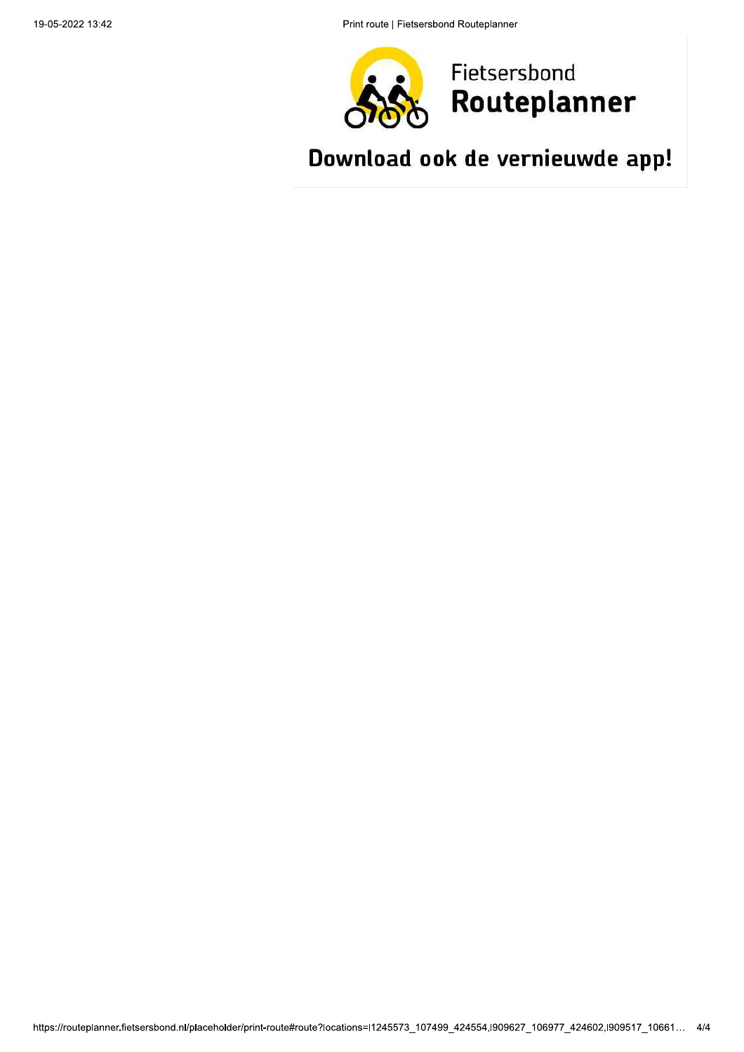Fietsersbond
**Routeplanner**

Download ook de vernieuwde app!